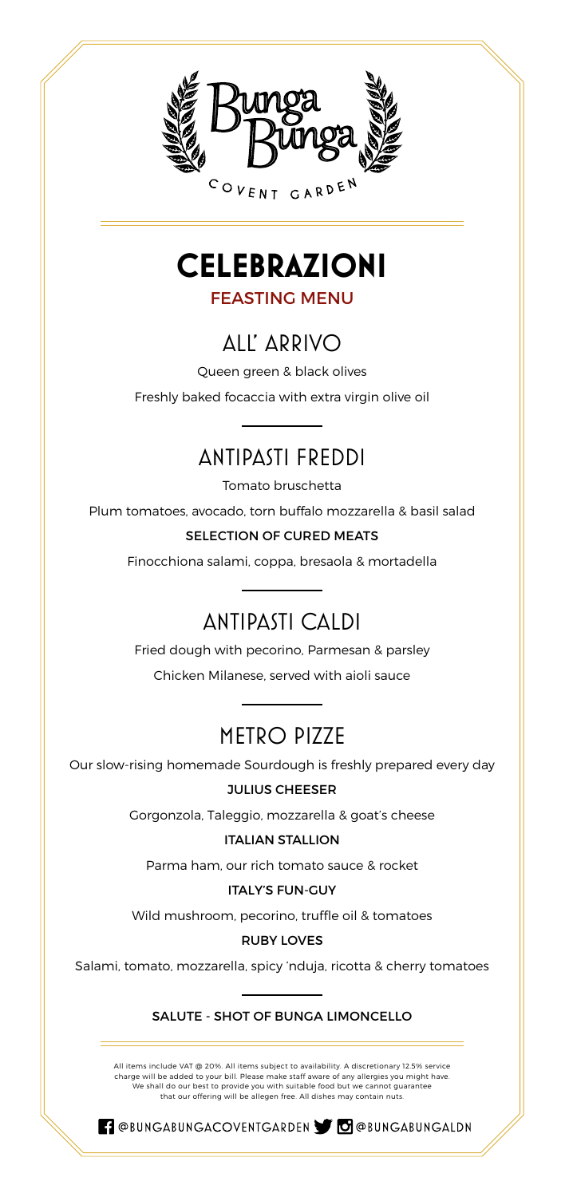Bunga Bunga

COVENT GARDEN

# CELEBRAZIONI

## FEASTING MENU

### ALL' ARRIVO

Queen green & black olives

Freshly baked focaccia with extra virgin olive oil

### ANTIPASTI FREDDI

Tomato bruschetta

Plum tomatoes, avocado, torn buffalo mozzarella & basil salad

**SELECTION OF CURED MEATS**

Finocchiona salami, coppa, bresaola & mortadella

### ANTIPASTI CALDI

Fried dough with pecorino, Parmesan & parsley

Chicken Milanese, served with aioli sauce

### METRO PIZZE

Our slow-rising homemade Sourdough is freshly prepared every day

**JULIUS CHEESER**

Gorgonzola, Taleggio, mozzarella & goat's cheese

**ITALIAN STALLION**

Parma ham, our rich tomato sauce & rocket

**ITALY'S FUN-GUY**

Wild mushroom, pecorino, truffle oil & tomatoes

**RUBY LOVES**

Salami, tomato, mozzarella, spicy 'nduja, ricotta & cherry tomatoes

**SALUTE - SHOT OF BUNGA LIMONCELLO**

All items include VAT @ 20%. All items subject to availability. A discretionary 12.5% service charge will be added to your bill. Please make staff aware of any allergies you might have. We shall do our best to provide you with suitable food but we cannot guarantee that our offering will be allegen free. All dishes may contain nuts.

@BUNGABUNGACOVENTGARDEN @BUNGABUNGALDN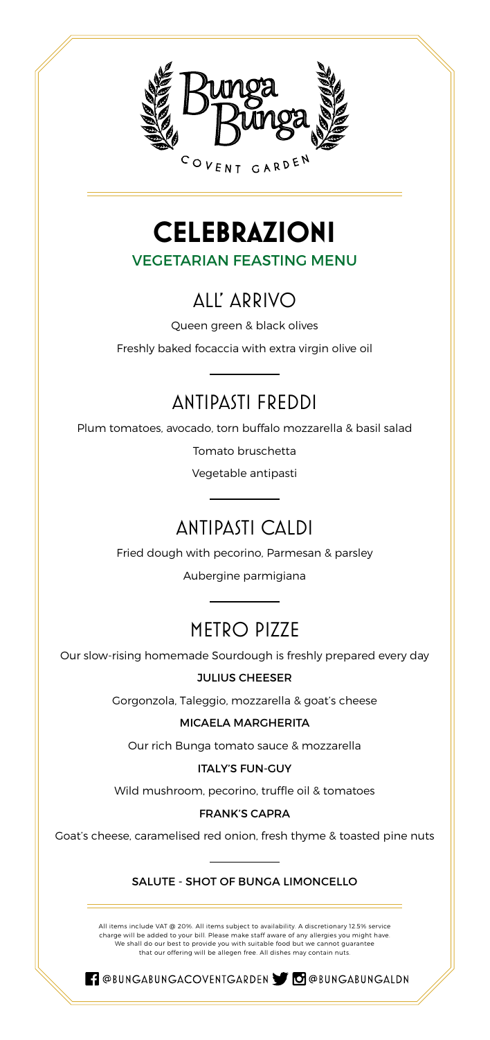Bunga Bunga

COVENT GARDEN

# CELEBRAZIONI

## VEGETARIAN FEASTING MENU

### ALL' ARRIVO

Queen green & black olives

Freshly baked focaccia with extra virgin olive oil

### ANTIPASTI FREDDI

Plum tomatoes, avocado, torn buffalo mozzarella & basil salad

Tomato bruschetta

Vegetable antipasti

### ANTIPASTI CALDI

Fried dough with pecorino, Parmesan & parsley

Aubergine parmigiana

### METRO PIZZE

Our slow-rising homemade Sourdough is freshly prepared every day

**JULIUS CHEESER**

Gorgonzola, Taleggio, mozzarella & goat's cheese

**MICAELA MARGHERITA**

Our rich Bunga tomato sauce & mozzarella

**ITALY'S FUN-GUY**

Wild mushroom, pecorino, truffle oil & tomatoes

**FRANK'S CAPRA**

Goat's cheese, caramelised red onion, fresh thyme & toasted pine nuts

**SALUTE - SHOT OF BUNGA LIMONCELLO**

All items include VAT @ 20%. All items subject to availability. A discretionary 12.5% service charge will be added to your bill. Please make staff aware of any allergies you might have. We shall do our best to provide you with suitable food but we cannot guarantee that our offering will be allegen free. All dishes may contain nuts.

@BUNGABUNGACOVENTGARDEN @BUNGABUNGALDN